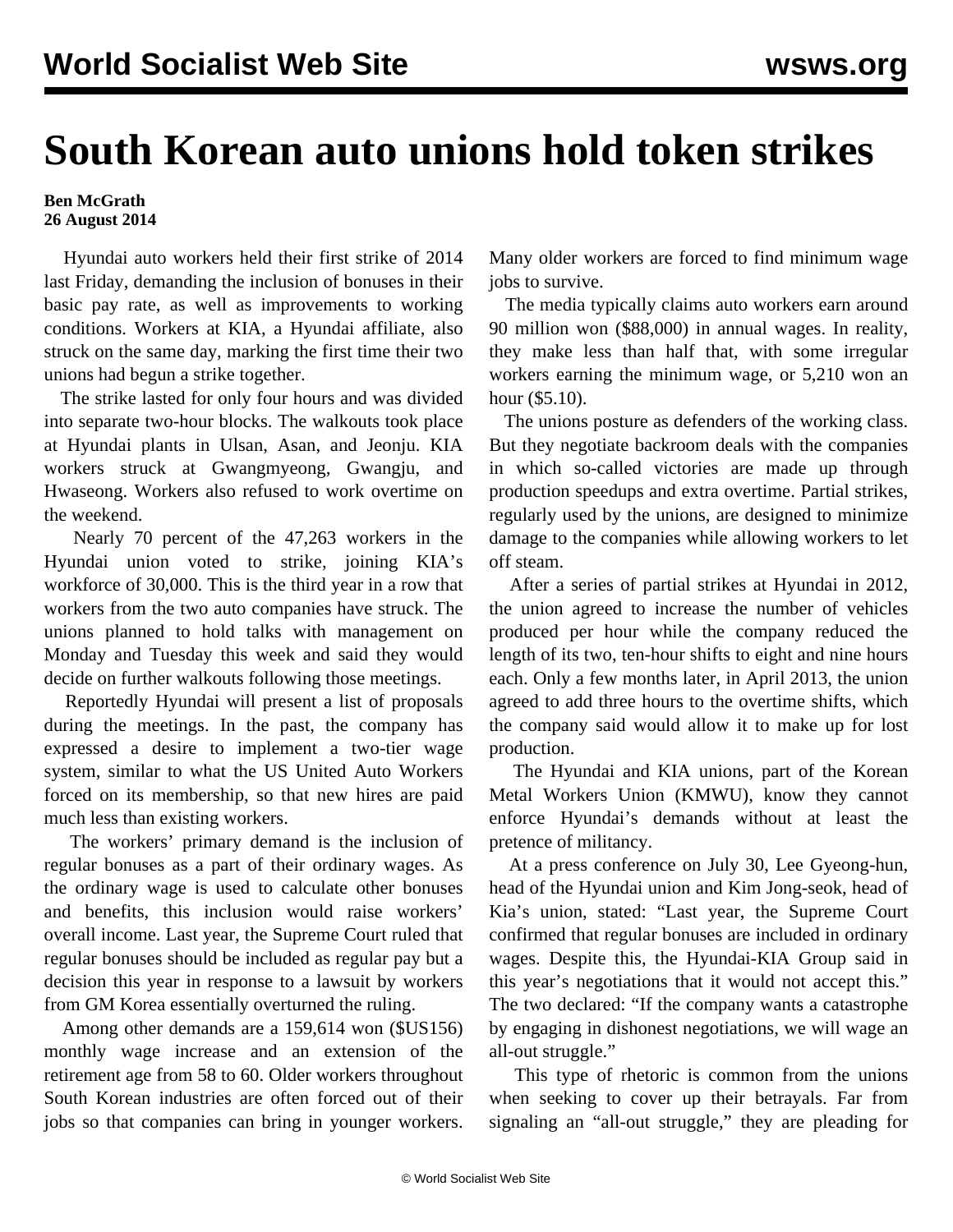# South Korean auto unions hold token strikes

**Ben McGrath**
**26 August 2014**

Hyundai auto workers held their first strike of 2014 last Friday, demanding the inclusion of bonuses in their basic pay rate, as well as improvements to working conditions. Workers at KIA, a Hyundai affiliate, also struck on the same day, marking the first time their two unions had begun a strike together.

The strike lasted for only four hours and was divided into separate two-hour blocks. The walkouts took place at Hyundai plants in Ulsan, Asan, and Jeonju. KIA workers struck at Gwangmyeong, Gwangju, and Hwaseong. Workers also refused to work overtime on the weekend.

Nearly 70 percent of the 47,263 workers in the Hyundai union voted to strike, joining KIA's workforce of 30,000. This is the third year in a row that workers from the two auto companies have struck. The unions planned to hold talks with management on Monday and Tuesday this week and said they would decide on further walkouts following those meetings.

Reportedly Hyundai will present a list of proposals during the meetings. In the past, the company has expressed a desire to implement a two-tier wage system, similar to what the US United Auto Workers forced on its membership, so that new hires are paid much less than existing workers.

The workers' primary demand is the inclusion of regular bonuses as a part of their ordinary wages. As the ordinary wage is used to calculate other bonuses and benefits, this inclusion would raise workers' overall income. Last year, the Supreme Court ruled that regular bonuses should be included as regular pay but a decision this year in response to a lawsuit by workers from GM Korea essentially overturned the ruling.

Among other demands are a 159,614 won ($US156) monthly wage increase and an extension of the retirement age from 58 to 60. Older workers throughout South Korean industries are often forced out of their jobs so that companies can bring in younger workers. Many older workers are forced to find minimum wage jobs to survive.

The media typically claims auto workers earn around 90 million won ($88,000) in annual wages. In reality, they make less than half that, with some irregular workers earning the minimum wage, or 5,210 won an hour ($5.10).

The unions posture as defenders of the working class. But they negotiate backroom deals with the companies in which so-called victories are made up through production speedups and extra overtime. Partial strikes, regularly used by the unions, are designed to minimize damage to the companies while allowing workers to let off steam.

After a series of partial strikes at Hyundai in 2012, the union agreed to increase the number of vehicles produced per hour while the company reduced the length of its two, ten-hour shifts to eight and nine hours each. Only a few months later, in April 2013, the union agreed to add three hours to the overtime shifts, which the company said would allow it to make up for lost production.

The Hyundai and KIA unions, part of the Korean Metal Workers Union (KMWU), know they cannot enforce Hyundai's demands without at least the pretence of militancy.

At a press conference on July 30, Lee Gyeong-hun, head of the Hyundai union and Kim Jong-seok, head of Kia's union, stated: "Last year, the Supreme Court confirmed that regular bonuses are included in ordinary wages. Despite this, the Hyundai-KIA Group said in this year's negotiations that it would not accept this." The two declared: "If the company wants a catastrophe by engaging in dishonest negotiations, we will wage an all-out struggle."

This type of rhetoric is common from the unions when seeking to cover up their betrayals. Far from signaling an "all-out struggle," they are pleading for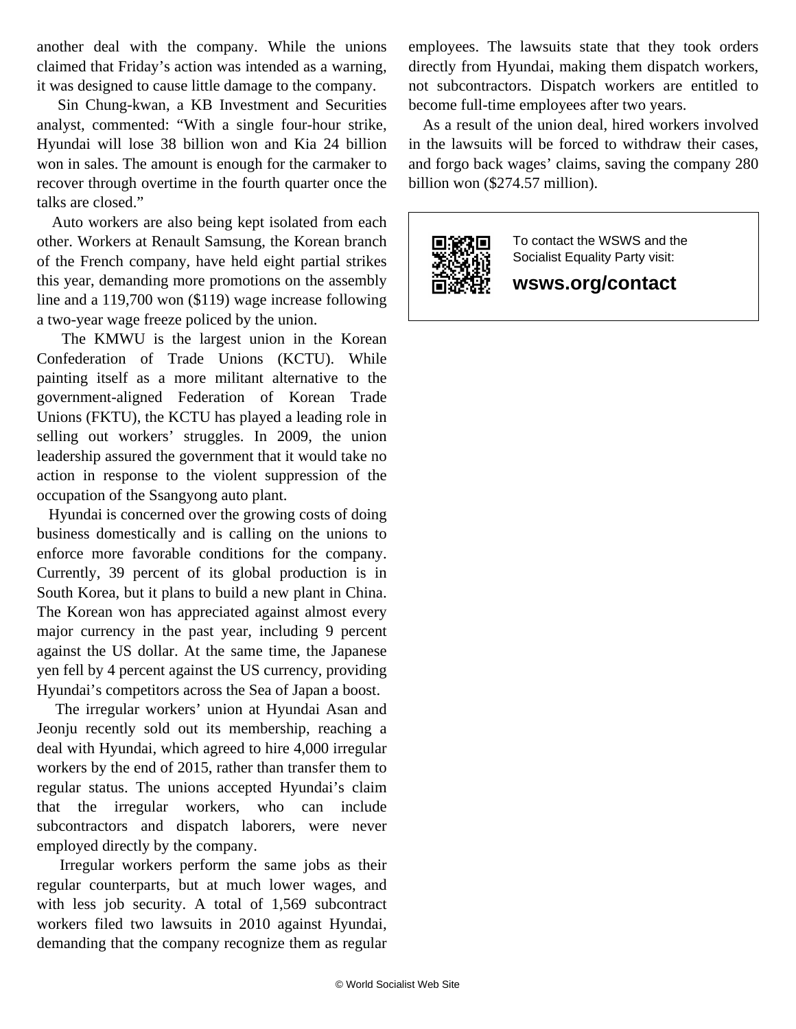another deal with the company. While the unions claimed that Friday's action was intended as a warning, it was designed to cause little damage to the company.

Sin Chung-kwan, a KB Investment and Securities analyst, commented: "With a single four-hour strike, Hyundai will lose 38 billion won and Kia 24 billion won in sales. The amount is enough for the carmaker to recover through overtime in the fourth quarter once the talks are closed."

Auto workers are also being kept isolated from each other. Workers at Renault Samsung, the Korean branch of the French company, have held eight partial strikes this year, demanding more promotions on the assembly line and a 119,700 won ($119) wage increase following a two-year wage freeze policed by the union.

The KMWU is the largest union in the Korean Confederation of Trade Unions (KCTU). While painting itself as a more militant alternative to the government-aligned Federation of Korean Trade Unions (FKTU), the KCTU has played a leading role in selling out workers' struggles. In 2009, the union leadership assured the government that it would take no action in response to the violent suppression of the occupation of the Ssangyong auto plant.

Hyundai is concerned over the growing costs of doing business domestically and is calling on the unions to enforce more favorable conditions for the company. Currently, 39 percent of its global production is in South Korea, but it plans to build a new plant in China. The Korean won has appreciated against almost every major currency in the past year, including 9 percent against the US dollar. At the same time, the Japanese yen fell by 4 percent against the US currency, providing Hyundai's competitors across the Sea of Japan a boost.

The irregular workers' union at Hyundai Asan and Jeonju recently sold out its membership, reaching a deal with Hyundai, which agreed to hire 4,000 irregular workers by the end of 2015, rather than transfer them to regular status. The unions accepted Hyundai's claim that the irregular workers, who can include subcontractors and dispatch laborers, were never employed directly by the company.

Irregular workers perform the same jobs as their regular counterparts, but at much lower wages, and with less job security. A total of 1,569 subcontract workers filed two lawsuits in 2010 against Hyundai, demanding that the company recognize them as regular employees. The lawsuits state that they took orders directly from Hyundai, making them dispatch workers, not subcontractors. Dispatch workers are entitled to become full-time employees after two years.

As a result of the union deal, hired workers involved in the lawsuits will be forced to withdraw their cases, and forgo back wages' claims, saving the company 280 billion won ($274.57 million).

To contact the WSWS and the Socialist Equality Party visit:

**wsws.org/contact**